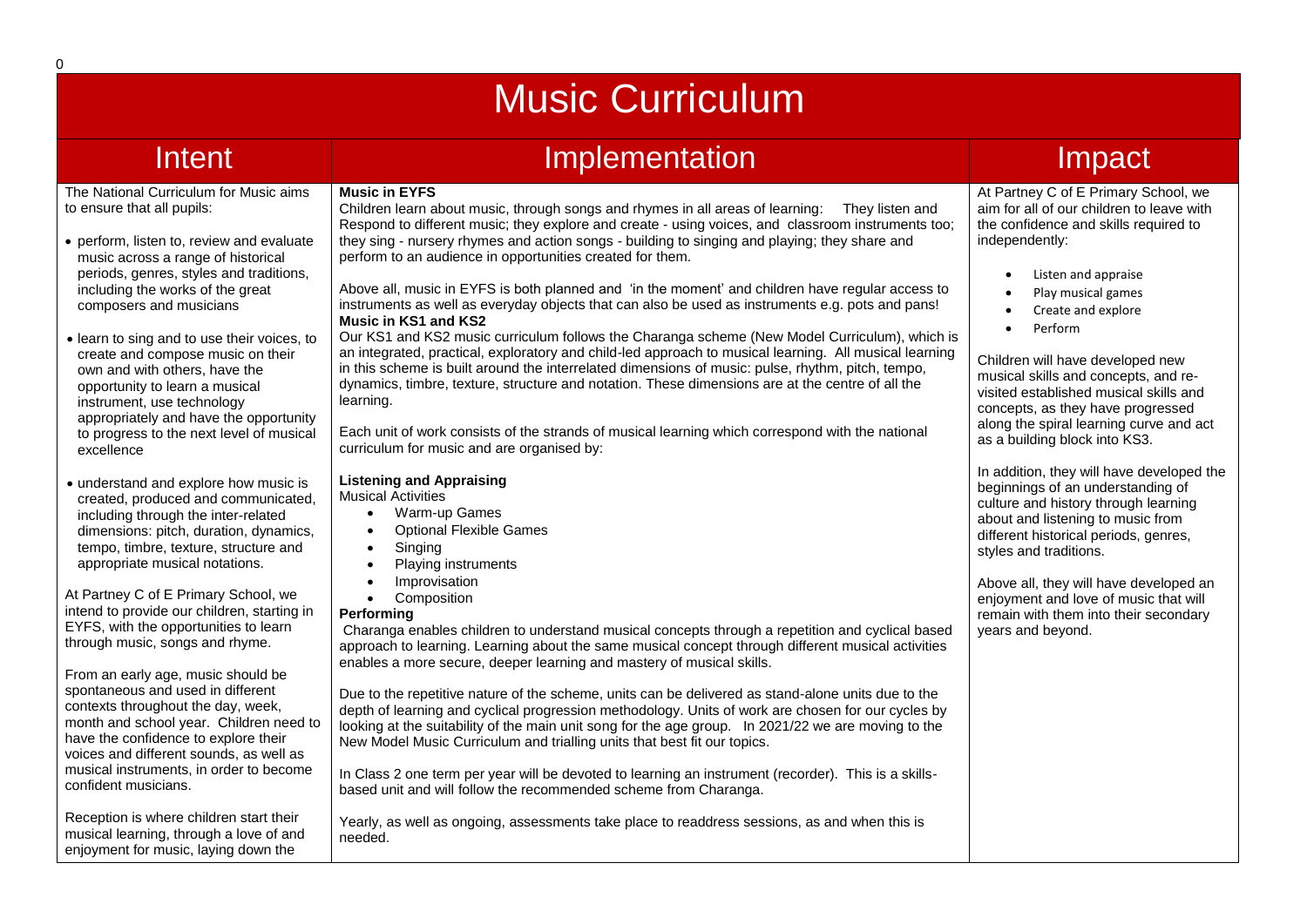# Music Curriculum

## Intent

The National Curriculum for Music aims to ensure that all pupils:

- perform, listen to, review and evaluate music across a range of historical periods, genres, styles and traditions, including the works of the great composers and musicians
- learn to sing and to use their voices, to create and compose music on their own and with others, have the opportunity to learn a musical instrument, use technology appropriately and have the opportunity to progress to the next level of musical excellence
- understand and explore how music is created, produced and communicated, including through the inter-related dimensions: pitch, duration, dynamics, tempo, timbre, texture, structure and appropriate musical notations.

At Partney C of E Primary School, we intend to provide our children, starting in EYFS, with the opportunities to learn through music, songs and rhyme.

From an early age, music should be spontaneous and used in different contexts throughout the day, week, month and school year. Children need to have the confidence to explore their voices and different sounds, as well as musical instruments, in order to become confident musicians.

Reception is where children start their musical learning, through a love of and enjoyment for music, laying down the

## Implementation

**Music in EYFS**

Children learn about music, through songs and rhymes in all areas of learning: They listen and Respond to different music; they explore and create - using voices, and classroom instruments too; they sing - nursery rhymes and action songs - building to singing and playing; they share and perform to an audience in opportunities created for them.

Above all, music in EYFS is both planned and 'in the moment' and children have regular access to instruments as well as everyday objects that can also be used as instruments e.g. pots and pans!

**Music in KS1 and KS2**

Our KS1 and KS2 music curriculum follows the Charanga scheme (New Model Curriculum), which is an integrated, practical, exploratory and child-led approach to musical learning. All musical learning in this scheme is built around the interrelated dimensions of music: pulse, rhythm, pitch, tempo, dynamics, timbre, texture, structure and notation. These dimensions are at the centre of all the learning.

Each unit of work consists of the strands of musical learning which correspond with the national curriculum for music and are organised by:

**Listening and Appraising**

Musical Activities

- Warm-up Games
- Optional Flexible Games
- Singing
- Playing instruments
- Improvisation
- Composition

**Performing**

Charanga enables children to understand musical concepts through a repetition and cyclical based approach to learning. Learning about the same musical concept through different musical activities enables a more secure, deeper learning and mastery of musical skills.

Due to the repetitive nature of the scheme, units can be delivered as stand-alone units due to the depth of learning and cyclical progression methodology. Units of work are chosen for our cycles by looking at the suitability of the main unit song for the age group. In 2021/22 we are moving to the New Model Music Curriculum and trialling units that best fit our topics.

In Class 2 one term per year will be devoted to learning an instrument (recorder). This is a skills-based unit and will follow the recommended scheme from Charanga.

Yearly, as well as ongoing, assessments take place to readdress sessions, as and when this is needed.

## Impact

At Partney C of E Primary School, we aim for all of our children to leave with the confidence and skills required to independently:

- Listen and appraise
- Play musical games
- Create and explore
- Perform

Children will have developed new musical skills and concepts, and re-visited established musical skills and concepts, as they have progressed along the spiral learning curve and act as a building block into KS3.

In addition, they will have developed the beginnings of an understanding of culture and history through learning about and listening to music from different historical periods, genres, styles and traditions.

Above all, they will have developed an enjoyment and love of music that will remain with them into their secondary years and beyond.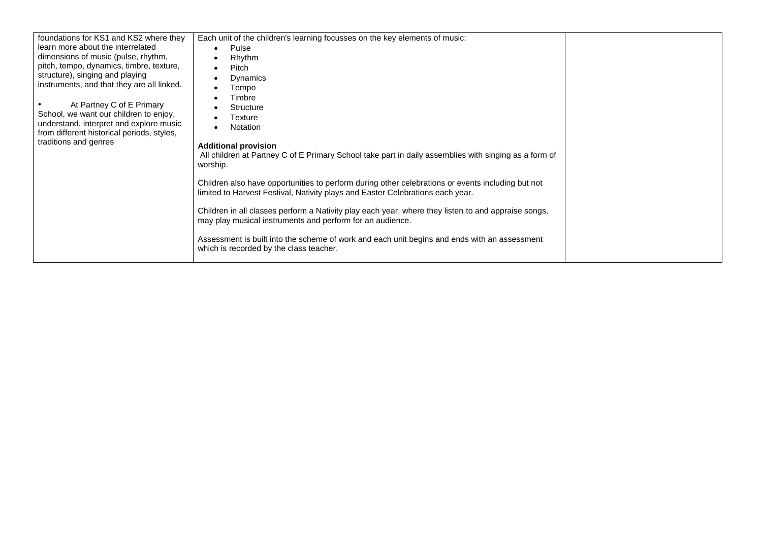| | | |
|---|---|---|
| foundations for KS1 and KS2 where they learn more about the interrelated dimensions of music (pulse, rhythm, pitch, tempo, dynamics, timbre, texture, structure), singing and playing instruments, and that they are all linked.<br><br>• At Partney C of E Primary School, we want our children to enjoy, understand, interpret and explore music from different historical periods, styles, traditions and genres | Each unit of the children's learning focusses on the key elements of music:<br>• Pulse<br>• Rhythm<br>• Pitch<br>• Dynamics<br>• Tempo<br>• Timbre<br>• Structure<br>• Texture<br>• Notation<br><br>**Additional provision**<br>All children at Partney C of E Primary School take part in daily assemblies with singing as a form of worship.<br><br>Children also have opportunities to perform during other celebrations or events including but not limited to Harvest Festival, Nativity plays and Easter Celebrations each year.<br><br>Children in all classes perform a Nativity play each year, where they listen to and appraise songs, may play musical instruments and perform for an audience.<br><br>Assessment is built into the scheme of work and each unit begins and ends with an assessment which is recorded by the class teacher. | |